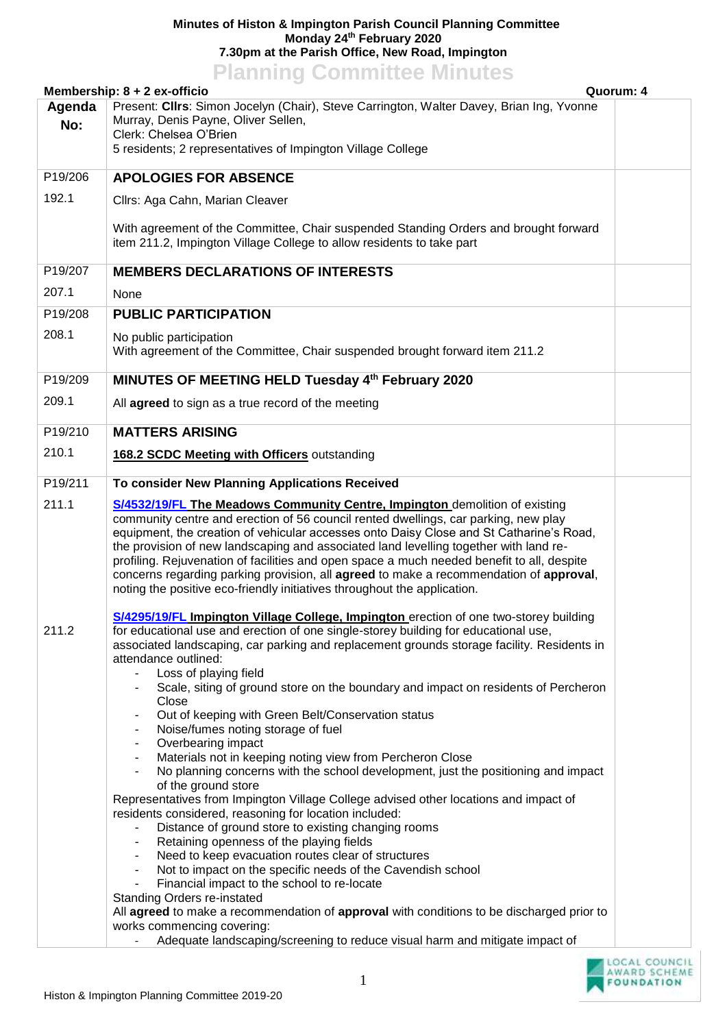**Minutes of Histon & Impington Parish Council Planning Committee**
**Monday 24th February 2020**
**7.30pm at the Parish Office, New Road, Impington**

# Planning Committee Minutes

**Membership: 8 + 2 ex-officio** **Quorum: 4**

| Agenda No: | Present: **Cllrs**: Simon Jocelyn (Chair), Steve Carrington, Walter Davey, Brian Ing, Yvonne Murray, Denis Payne, Oliver Sellen, Clerk: Chelsea O'Brien 5 residents; 2 representatives of Impington Village College | |
|---|---|---|
| P19/206 | **APOLOGIES FOR ABSENCE** | |
| 192.1 | Cllrs: Aga Cahn, Marian Cleaver<br><br>With agreement of the Committee, Chair suspended Standing Orders and brought forward item 211.2, Impington Village College to allow residents to take part | |
| P19/207 | **MEMBERS DECLARATIONS OF INTERESTS** | |
| 207.1 | None | |
| P19/208 | **PUBLIC PARTICIPATION** | |
| 208.1 | No public participation<br>With agreement of the Committee, Chair suspended brought forward item 211.2 | |
| P19/209 | **MINUTES OF MEETING HELD Tuesday 4th February 2020** | |
| 209.1 | All **agreed** to sign as a true record of the meeting | |
| P19/210 | **MATTERS ARISING** | |
| 210.1 | **168.2 SCDC Meeting with Officers** outstanding | |
| P19/211 | **To consider New Planning Applications Received** | |
| 211.1 | **S/4532/19/FL The Meadows Community Centre, Impington** demolition of existing community centre and erection of 56 council rented dwellings, car parking, new play equipment, the creation of vehicular accesses onto Daisy Close and St Catharine's Road, the provision of new landscaping and associated land levelling together with land re-profiling. Rejuvenation of facilities and open space a much needed benefit to all, despite concerns regarding parking provision, all **agreed** to make a recommendation of **approval**, noting the positive eco-friendly initiatives throughout the application. | |
| 211.2 | **S/4295/19/FL Impington Village College, Impington** erection of one two-storey building for educational use and erection of one single-storey building for educational use, associated landscaping, car parking and replacement grounds storage facility. Residents in attendance outlined:<br>- Loss of playing field<br>- Scale, siting of ground store on the boundary and impact on residents of Percheron Close<br>- Out of keeping with Green Belt/Conservation status<br>- Noise/fumes noting storage of fuel<br>- Overbearing impact<br>- Materials not in keeping noting view from Percheron Close<br>- No planning concerns with the school development, just the positioning and impact of the ground store<br><br>Representatives from Impington Village College advised other locations and impact of residents considered, reasoning for location included:<br>- Distance of ground store to existing changing rooms<br>- Retaining openness of the playing fields<br>- Need to keep evacuation routes clear of structures<br>- Not to impact on the specific needs of the Cavendish school<br>- Financial impact to the school to re-locate<br><br>Standing Orders re-instated<br>All **agreed** to make a recommendation of **approval** with conditions to be discharged prior to works commencing covering:<br>- Adequate landscaping/screening to reduce visual harm and mitigate impact of | |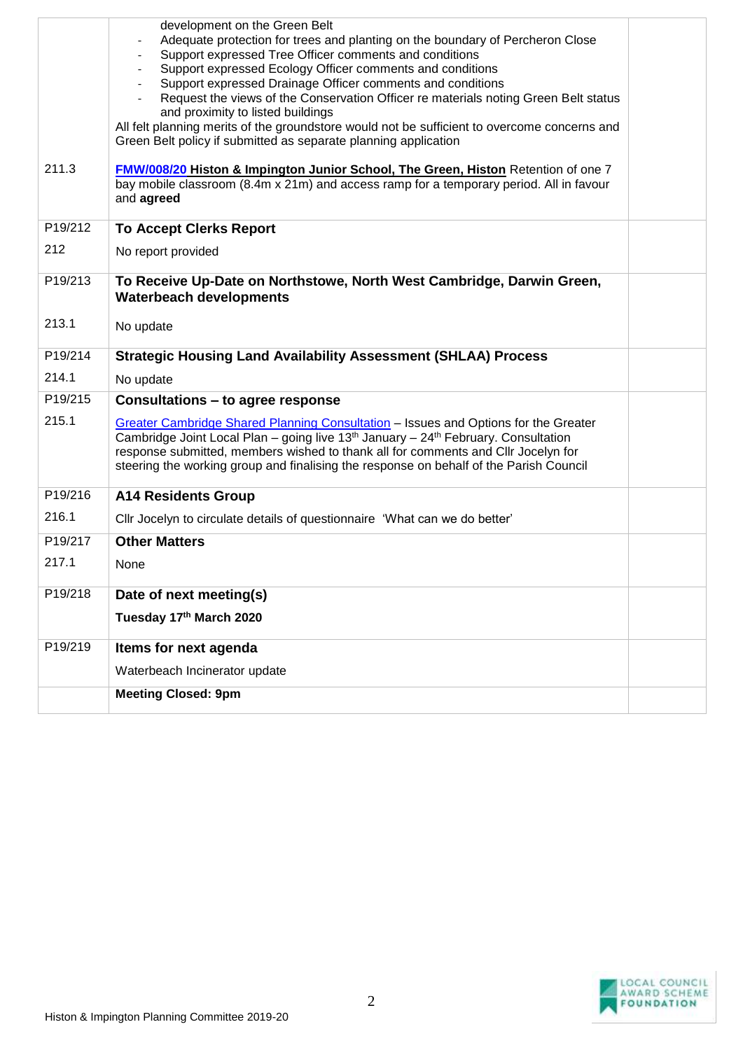| | | |
|---|---|---|
| | development on the Green Belt<br>- Adequate protection for trees and planting on the boundary of Percheron Close<br>- Support expressed Tree Officer comments and conditions<br>- Support expressed Ecology Officer comments and conditions<br>- Support expressed Drainage Officer comments and conditions<br>- Request the views of the Conservation Officer re materials noting Green Belt status and proximity to listed buildings<br>All felt planning merits of the groundstore would not be sufficient to overcome concerns and Green Belt policy if submitted as separate planning application | |
| 211.3 | **FMW/008/20 Histon & Impington Junior School, The Green, Histon** Retention of one 7 bay mobile classroom (8.4m x 21m) and access ramp for a temporary period. All in favour and **agreed** | |
| P19/212 | **To Accept Clerks Report** | |
| 212 | No report provided | |
| P19/213 | **To Receive Up-Date on Northstowe, North West Cambridge, Darwin Green, Waterbeach developments** | |
| 213.1 | No update | |
| P19/214 | **Strategic Housing Land Availability Assessment (SHLAA) Process** | |
| 214.1 | No update | |
| P19/215 | **Consultations – to agree response** | |
| 215.1 | Greater Cambridge Shared Planning Consultation – Issues and Options for the Greater Cambridge Joint Local Plan – going live 13th January – 24th February. Consultation response submitted, members wished to thank all for comments and Cllr Jocelyn for steering the working group and finalising the response on behalf of the Parish Council | |
| P19/216 | **A14 Residents Group** | |
| 216.1 | Cllr Jocelyn to circulate details of questionnaire 'What can we do better' | |
| P19/217 | **Other Matters** | |
| 217.1 | None | |
| P19/218 | **Date of next meeting(s)**<br>**Tuesday 17th March 2020** | |
| P19/219 | **Items for next agenda**<br>Waterbeach Incinerator update | |
| | **Meeting Closed: 9pm** | |